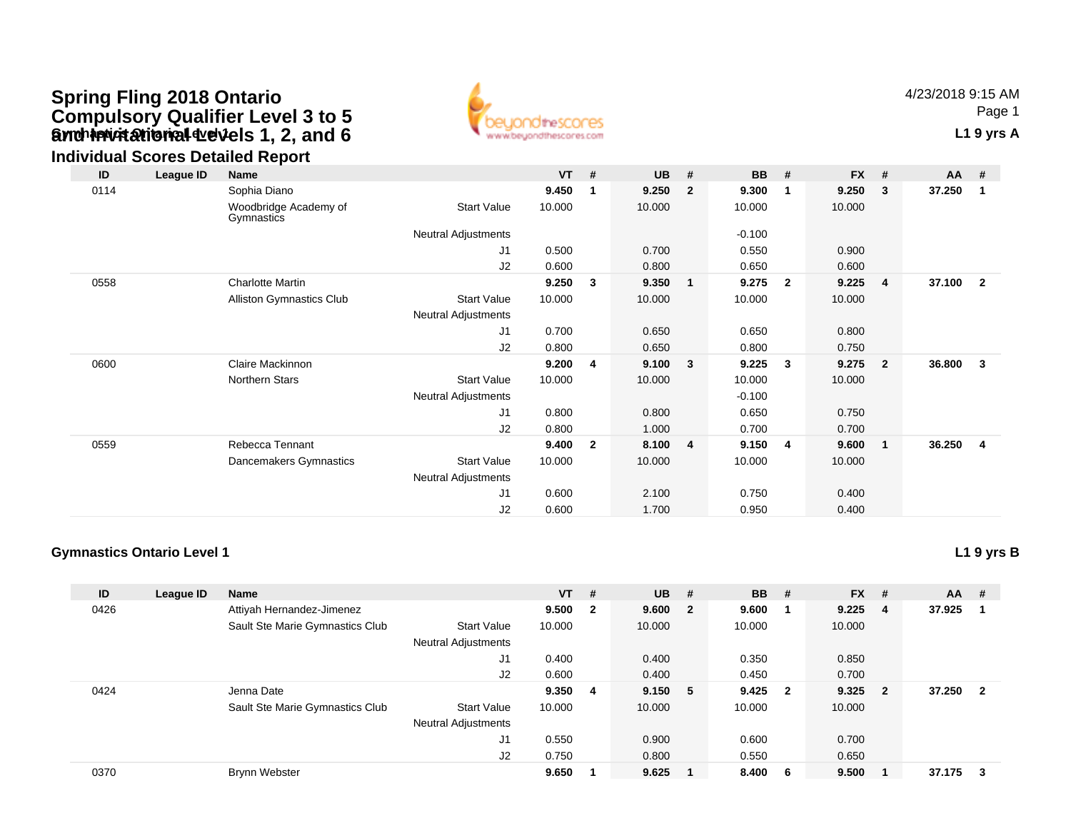# Spring Fling 2018 Ontario Compulsory Qualifier Level 3 to 5 and Invitational Levels 1, 2, and 6

## Individual Scores Detailed Report

Gymnastics Ontario Level 1

4/23/2018 9:15 AM

**L1 9 yrs A**

| ID | League ID | Name | | VT | # | UB | # | BB | # | FX | # | AA | # |
|---|---|---|---|---|---|---|---|---|---|---|---|---|---|
| 0114 | | Sophia Diano | | **9.450** | **1** | **9.250** | **2** | **9.300** | **1** | **9.250** | **3** | **37.250** | **1** |
| | | Woodbridge Academy of Gymnastics | Start Value | 10.000 | | 10.000 | | 10.000 | | 10.000 | | | |
| | | | Neutral Adjustments | | | | | -0.100 | | | | | |
| | | | J1 | 0.500 | | 0.700 | | 0.550 | | 0.900 | | | |
| | | | J2 | 0.600 | | 0.800 | | 0.650 | | 0.600 | | | |
| 0558 | | Charlotte Martin | | **9.250** | **3** | **9.350** | **1** | **9.275** | **2** | **9.225** | **4** | **37.100** | **2** |
| | | Alliston Gymnastics Club | Start Value | 10.000 | | 10.000 | | 10.000 | | 10.000 | | | |
| | | | Neutral Adjustments | | | | | | | | | | |
| | | | J1 | 0.700 | | 0.650 | | 0.650 | | 0.800 | | | |
| | | | J2 | 0.800 | | 0.650 | | 0.800 | | 0.750 | | | |
| 0600 | | Claire Mackinnon | | **9.200** | **4** | **9.100** | **3** | **9.225** | **3** | **9.275** | **2** | **36.800** | **3** |
| | | Northern Stars | Start Value | 10.000 | | 10.000 | | 10.000 | | 10.000 | | | |
| | | | Neutral Adjustments | | | | | -0.100 | | | | | |
| | | | J1 | 0.800 | | 0.800 | | 0.650 | | 0.750 | | | |
| | | | J2 | 0.800 | | 1.000 | | 0.700 | | 0.700 | | | |
| 0559 | | Rebecca Tennant | | **9.400** | **2** | **8.100** | **4** | **9.150** | **4** | **9.600** | **1** | **36.250** | **4** |
| | | Dancemakers Gymnastics | Start Value | 10.000 | | 10.000 | | 10.000 | | 10.000 | | | |
| | | | Neutral Adjustments | | | | | | | | | | |
| | | | J1 | 0.600 | | 2.100 | | 0.750 | | 0.400 | | | |
| | | | J2 | 0.600 | | 1.700 | | 0.950 | | 0.400 | | | |

**Gymnastics Ontario Level 1**

**L1 9 yrs B**

| ID | League ID | Name | | VT | # | UB | # | BB | # | FX | # | AA | # |
|---|---|---|---|---|---|---|---|---|---|---|---|---|---|
| 0426 | | Attiyah Hernandez-Jimenez | | **9.500** | **2** | **9.600** | **2** | **9.600** | **1** | **9.225** | **4** | **37.925** | **1** |
| | | Sault Ste Marie Gymnastics Club | Start Value | 10.000 | | 10.000 | | 10.000 | | 10.000 | | | |
| | | | Neutral Adjustments | | | | | | | | | | |
| | | | J1 | 0.400 | | 0.400 | | 0.350 | | 0.850 | | | |
| | | | J2 | 0.600 | | 0.400 | | 0.450 | | 0.700 | | | |
| 0424 | | Jenna Date | | **9.350** | **4** | **9.150** | **5** | **9.425** | **2** | **9.325** | **2** | **37.250** | **2** |
| | | Sault Ste Marie Gymnastics Club | Start Value | 10.000 | | 10.000 | | 10.000 | | 10.000 | | | |
| | | | Neutral Adjustments | | | | | | | | | | |
| | | | J1 | 0.550 | | 0.900 | | 0.600 | | 0.700 | | | |
| | | | J2 | 0.750 | | 0.800 | | 0.550 | | 0.650 | | | |
| 0370 | | Brynn Webster | | **9.650** | **1** | **9.625** | **1** | **8.400** | **6** | **9.500** | **1** | **37.175** | **3** |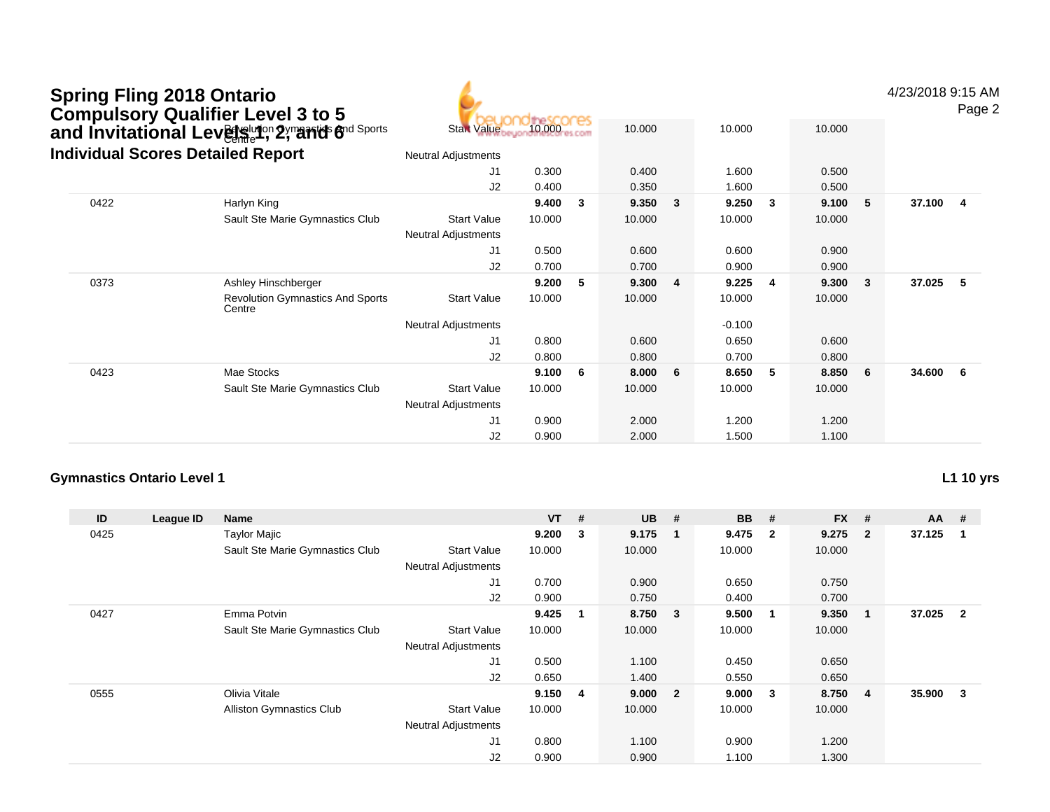# Spring Fling 2018 Ontario Compulsory Qualifier Level 3 to 5 and Invitational Levels 1, 2, and 6

## Individual Scores Detailed Report

| ID | League ID | Name | | VT | # | UB | # | BB | # | FX | # | AA | # |
|---|---|---|---|---|---|---|---|---|---|---|---|---|---|
| | | Revolution Gymnastics And Sports Centre | Start Value | 10.000 | | 10.000 | | 10.000 | | 10.000 | | | |
| | | | Neutral Adjustments | | | | | | | | | | |
| | | | J1 | 0.300 | | 0.400 | | 1.600 | | 0.500 | | | |
| | | | J2 | 0.400 | | 0.350 | | 1.600 | | 0.500 | | | |
| 0422 | | Harlyn King | | 9.400 | 3 | 9.350 | 3 | 9.250 | 3 | 9.100 | 5 | 37.100 | 4 |
| | | Sault Ste Marie Gymnastics Club | Start Value | 10.000 | | 10.000 | | 10.000 | | 10.000 | | | |
| | | | Neutral Adjustments | | | | | | | | | | |
| | | | J1 | 0.500 | | 0.600 | | 0.600 | | 0.900 | | | |
| | | | J2 | 0.700 | | 0.700 | | 0.900 | | 0.900 | | | |
| 0373 | | Ashley Hinschberger | | 9.200 | 5 | 9.300 | 4 | 9.225 | 4 | 9.300 | 3 | 37.025 | 5 |
| | | Revolution Gymnastics And Sports Centre | Start Value | 10.000 | | 10.000 | | 10.000 | | 10.000 | | | |
| | | | Neutral Adjustments | | | | | -0.100 | | | | | |
| | | | J1 | 0.800 | | 0.600 | | 0.650 | | 0.600 | | | |
| | | | J2 | 0.800 | | 0.800 | | 0.700 | | 0.800 | | | |
| 0423 | | Mae Stocks | | 9.100 | 6 | 8.000 | 6 | 8.650 | 5 | 8.850 | 6 | 34.600 | 6 |
| | | Sault Ste Marie Gymnastics Club | Start Value | 10.000 | | 10.000 | | 10.000 | | 10.000 | | | |
| | | | Neutral Adjustments | | | | | | | | | | |
| | | | J1 | 0.900 | | 2.000 | | 1.200 | | 1.200 | | | |
| | | | J2 | 0.900 | | 2.000 | | 1.500 | | 1.100 | | | |

### Gymnastics Ontario Level 1

**L1 10 yrs**

| ID | League ID | Name | | VT | # | UB | # | BB | # | FX | # | AA | # |
|---|---|---|---|---|---|---|---|---|---|---|---|---|---|
| 0425 | | Taylor Majic | | 9.200 | 3 | 9.175 | 1 | 9.475 | 2 | 9.275 | 2 | 37.125 | 1 |
| | | Sault Ste Marie Gymnastics Club | Start Value | 10.000 | | 10.000 | | 10.000 | | 10.000 | | | |
| | | | Neutral Adjustments | | | | | | | | | | |
| | | | J1 | 0.700 | | 0.900 | | 0.650 | | 0.750 | | | |
| | | | J2 | 0.900 | | 0.750 | | 0.400 | | 0.700 | | | |
| 0427 | | Emma Potvin | | 9.425 | 1 | 8.750 | 3 | 9.500 | 1 | 9.350 | 1 | 37.025 | 2 |
| | | Sault Ste Marie Gymnastics Club | Start Value | 10.000 | | 10.000 | | 10.000 | | 10.000 | | | |
| | | | Neutral Adjustments | | | | | | | | | | |
| | | | J1 | 0.500 | | 1.100 | | 0.450 | | 0.650 | | | |
| | | | J2 | 0.650 | | 1.400 | | 0.550 | | 0.650 | | | |
| 0555 | | Olivia Vitale | | 9.150 | 4 | 9.000 | 2 | 9.000 | 3 | 8.750 | 4 | 35.900 | 3 |
| | | Alliston Gymnastics Club | Start Value | 10.000 | | 10.000 | | 10.000 | | 10.000 | | | |
| | | | Neutral Adjustments | | | | | | | | | | |
| | | | J1 | 0.800 | | 1.100 | | 0.900 | | 1.200 | | | |
| | | | J2 | 0.900 | | 0.900 | | 1.100 | | 1.300 | | | |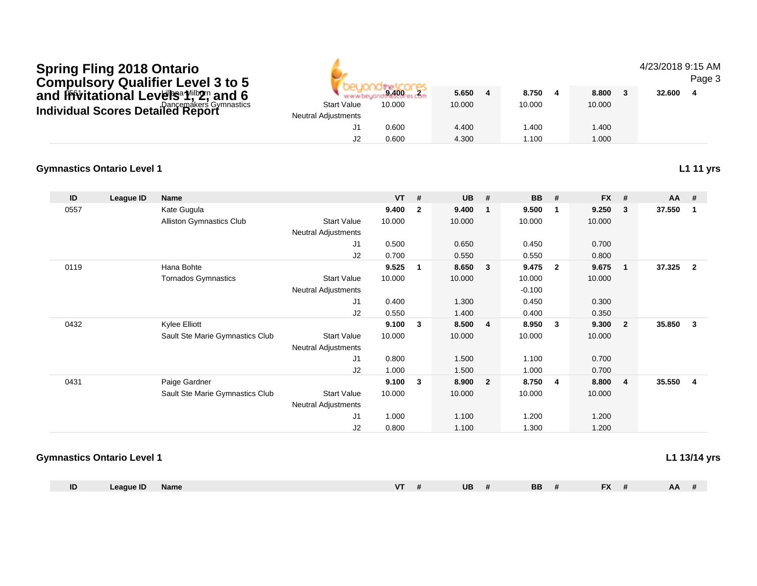# Spring Fling 2018 Ontario Compulsory Qualifier Level 3 to 5 and Invitational Levels 1, 2, and 6

## Individual Scores Detailed Report

4/23/2018 9:15 AM

| ID | League ID | Name | | VT | # | UB | # | BB | # | FX | # | AA | # |
|---|---|---|---|---|---|---|---|---|---|---|---|---|---|
| 0561 | | Liliana Milborn | | 9.400 | 2 | 5.650 | 4 | 8.750 | 4 | 8.800 | 3 | 32.600 | 4 |
| | | Dancemakers Gymnastics | Start Value | 10.000 | | 10.000 | | 10.000 | | 10.000 | | | |
| | | | Neutral Adjustments | | | | | | | | | | |
| | | | J1 | 0.600 | | 4.400 | | 1.400 | | 1.400 | | | |
| | | | J2 | 0.600 | | 4.300 | | 1.100 | | 1.000 | | | |

### Gymnastics Ontario Level 1

**L1 11 yrs**

| ID | League ID | Name | | VT | # | UB | # | BB | # | FX | # | AA | # |
|---|---|---|---|---|---|---|---|---|---|---|---|---|---|
| 0557 | | Kate Gugula | | 9.400 | 2 | 9.400 | 1 | 9.500 | 1 | 9.250 | 3 | 37.550 | 1 |
| | | Alliston Gymnastics Club | Start Value | 10.000 | | 10.000 | | 10.000 | | 10.000 | | | |
| | | | Neutral Adjustments | | | | | | | | | | |
| | | | J1 | 0.500 | | 0.650 | | 0.450 | | 0.700 | | | |
| | | | J2 | 0.700 | | 0.550 | | 0.550 | | 0.800 | | | |
| 0119 | | Hana Bohte | | 9.525 | 1 | 8.650 | 3 | 9.475 | 2 | 9.675 | 1 | 37.325 | 2 |
| | | Tornados Gymnastics | Start Value | 10.000 | | 10.000 | | 10.000 | | 10.000 | | | |
| | | | Neutral Adjustments | | | | | -0.100 | | | | | |
| | | | J1 | 0.400 | | 1.300 | | 0.450 | | 0.300 | | | |
| | | | J2 | 0.550 | | 1.400 | | 0.400 | | 0.350 | | | |
| 0432 | | Kylee Elliott | | 9.100 | 3 | 8.500 | 4 | 8.950 | 3 | 9.300 | 2 | 35.850 | 3 |
| | | Sault Ste Marie Gymnastics Club | Start Value | 10.000 | | 10.000 | | 10.000 | | 10.000 | | | |
| | | | Neutral Adjustments | | | | | | | | | | |
| | | | J1 | 0.800 | | 1.500 | | 1.100 | | 0.700 | | | |
| | | | J2 | 1.000 | | 1.500 | | 1.000 | | 0.700 | | | |
| 0431 | | Paige Gardner | | 9.100 | 3 | 8.900 | 2 | 8.750 | 4 | 8.800 | 4 | 35.550 | 4 |
| | | Sault Ste Marie Gymnastics Club | Start Value | 10.000 | | 10.000 | | 10.000 | | 10.000 | | | |
| | | | Neutral Adjustments | | | | | | | | | | |
| | | | J1 | 1.000 | | 1.100 | | 1.200 | | 1.200 | | | |
| | | | J2 | 0.800 | | 1.100 | | 1.300 | | 1.200 | | | |

### Gymnastics Ontario Level 1

**L1 13/14 yrs**

| ID | League ID | Name | VT | # | UB | # | BB | # | FX | # | AA | # |
|---|---|---|---|---|---|---|---|---|---|---|---|---|